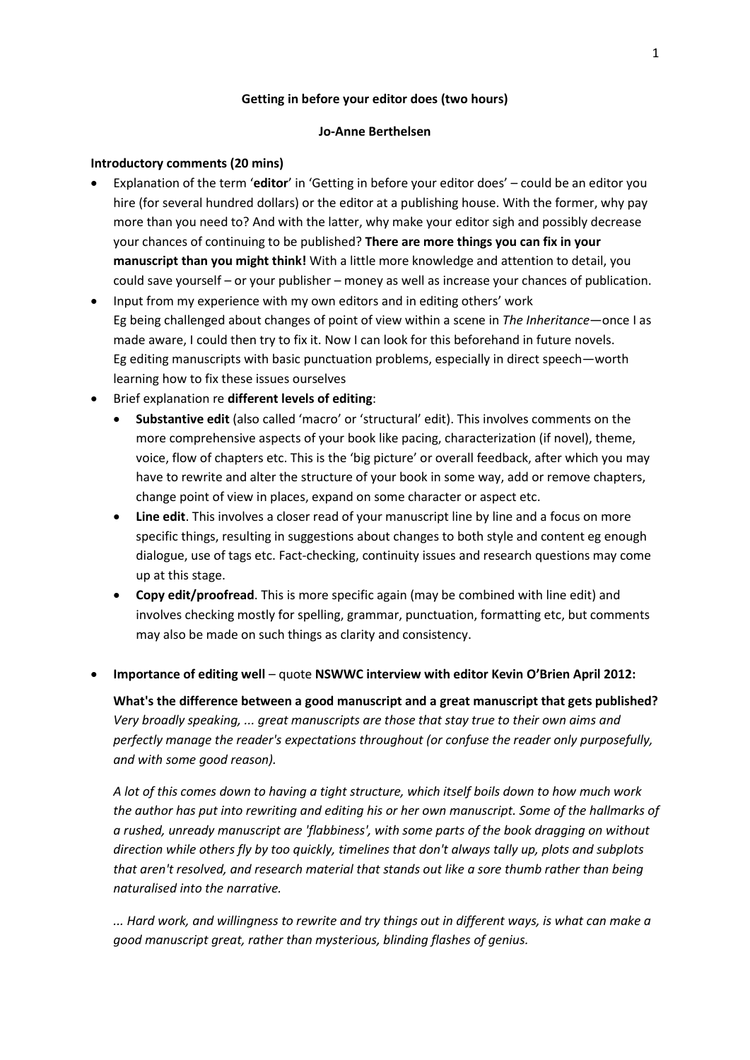**Getting in before your editor does (two hours)**

**Jo-Anne Berthelsen**

**Introductory comments (20 mins)**

- Explanation of the term '**editor**' in 'Getting in before your editor does' – could be an editor you hire (for several hundred dollars) or the editor at a publishing house. With the former, why pay more than you need to? And with the latter, why make your editor sigh and possibly decrease your chances of continuing to be published? **There are more things you can fix in your manuscript than you might think!** With a little more knowledge and attention to detail, you could save yourself – or your publisher – money as well as increase your chances of publication.
- Input from my experience with my own editors and in editing others' work
  Eg being challenged about changes of point of view within a scene in *The Inheritance*—once I as made aware, I could then try to fix it. Now I can look for this beforehand in future novels.
  Eg editing manuscripts with basic punctuation problems, especially in direct speech—worth learning how to fix these issues ourselves
- Brief explanation re **different levels of editing**:
  - **Substantive edit** (also called 'macro' or 'structural' edit). This involves comments on the more comprehensive aspects of your book like pacing, characterization (if novel), theme, voice, flow of chapters etc. This is the 'big picture' or overall feedback, after which you may have to rewrite and alter the structure of your book in some way, add or remove chapters, change point of view in places, expand on some character or aspect etc.
  - **Line edit**. This involves a closer read of your manuscript line by line and a focus on more specific things, resulting in suggestions about changes to both style and content eg enough dialogue, use of tags etc. Fact-checking, continuity issues and research questions may come up at this stage.
  - **Copy edit/proofread**. This is more specific again (may be combined with line edit) and involves checking mostly for spelling, grammar, punctuation, formatting etc, but comments may also be made on such things as clarity and consistency.

- **Importance of editing well** – quote **NSWWC interview with editor Kevin O'Brien April 2012:**

  **What's the difference between a good manuscript and a great manuscript that gets published?**
  *Very broadly speaking, ... great manuscripts are those that stay true to their own aims and perfectly manage the reader's expectations throughout (or confuse the reader only purposefully, and with some good reason).*

  *A lot of this comes down to having a tight structure, which itself boils down to how much work the author has put into rewriting and editing his or her own manuscript. Some of the hallmarks of a rushed, unready manuscript are 'flabbiness', with some parts of the book dragging on without direction while others fly by too quickly, timelines that don't always tally up, plots and subplots that aren't resolved, and research material that stands out like a sore thumb rather than being naturalised into the narrative.*

  *... Hard work, and willingness to rewrite and try things out in different ways, is what can make a good manuscript great, rather than mysterious, blinding flashes of genius.*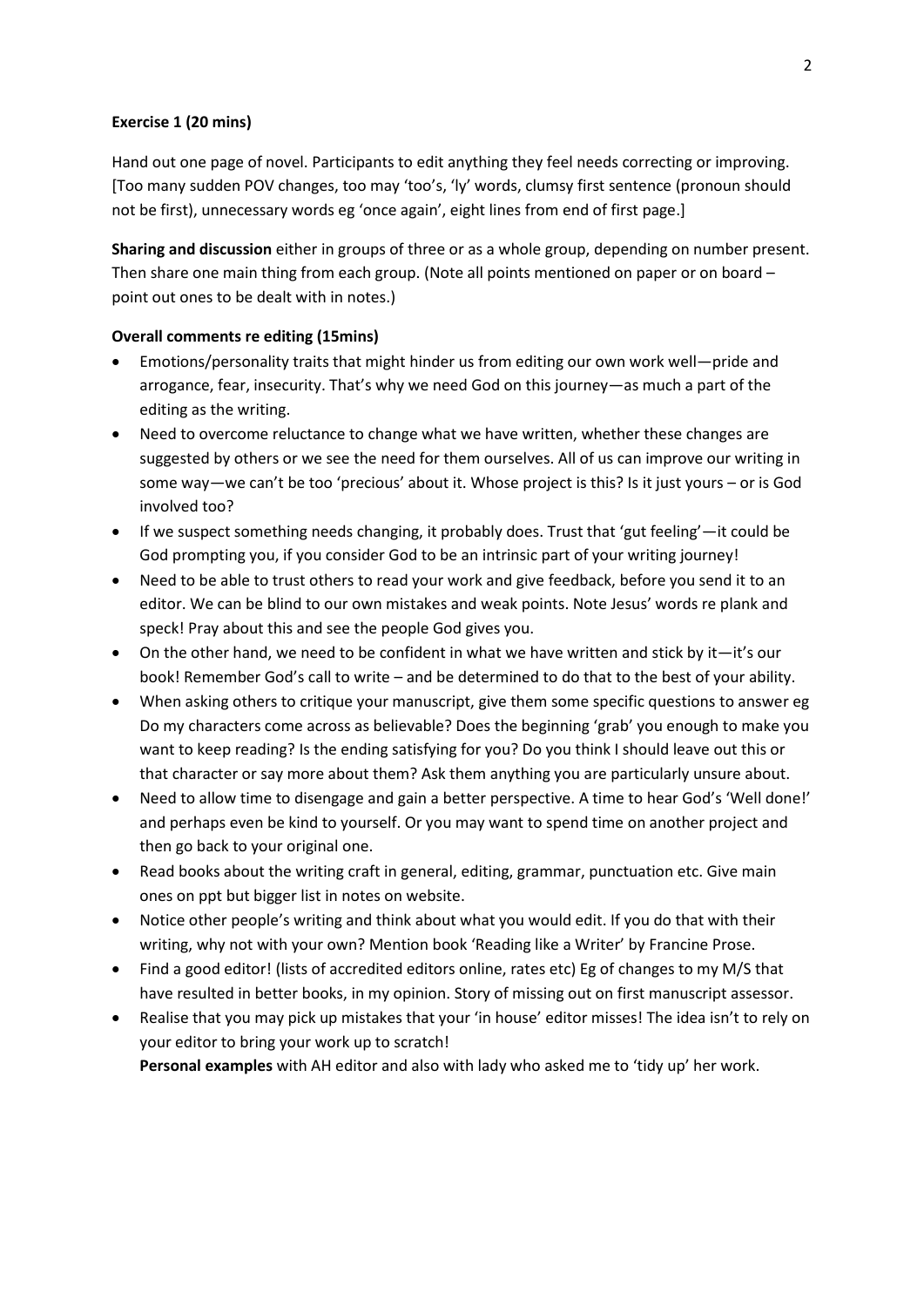**Exercise 1 (20 mins)**

Hand out one page of novel. Participants to edit anything they feel needs correcting or improving. [Too many sudden POV changes, too may 'too's, 'ly' words, clumsy first sentence (pronoun should not be first), unnecessary words eg 'once again', eight lines from end of first page.]

**Sharing and discussion** either in groups of three or as a whole group, depending on number present. Then share one main thing from each group. (Note all points mentioned on paper or on board – point out ones to be dealt with in notes.)

**Overall comments re editing (15mins)**

- Emotions/personality traits that might hinder us from editing our own work well—pride and arrogance, fear, insecurity. That's why we need God on this journey—as much a part of the editing as the writing.
- Need to overcome reluctance to change what we have written, whether these changes are suggested by others or we see the need for them ourselves. All of us can improve our writing in some way—we can't be too 'precious' about it. Whose project is this? Is it just yours – or is God involved too?
- If we suspect something needs changing, it probably does. Trust that 'gut feeling'—it could be God prompting you, if you consider God to be an intrinsic part of your writing journey!
- Need to be able to trust others to read your work and give feedback, before you send it to an editor. We can be blind to our own mistakes and weak points. Note Jesus' words re plank and speck! Pray about this and see the people God gives you.
- On the other hand, we need to be confident in what we have written and stick by it—it's our book! Remember God's call to write – and be determined to do that to the best of your ability.
- When asking others to critique your manuscript, give them some specific questions to answer eg Do my characters come across as believable? Does the beginning 'grab' you enough to make you want to keep reading? Is the ending satisfying for you? Do you think I should leave out this or that character or say more about them? Ask them anything you are particularly unsure about.
- Need to allow time to disengage and gain a better perspective. A time to hear God's 'Well done!' and perhaps even be kind to yourself. Or you may want to spend time on another project and then go back to your original one.
- Read books about the writing craft in general, editing, grammar, punctuation etc. Give main ones on ppt but bigger list in notes on website.
- Notice other people's writing and think about what you would edit. If you do that with their writing, why not with your own? Mention book 'Reading like a Writer' by Francine Prose.
- Find a good editor! (lists of accredited editors online, rates etc) Eg of changes to my M/S that have resulted in better books, in my opinion. Story of missing out on first manuscript assessor.
- Realise that you may pick up mistakes that your 'in house' editor misses! The idea isn't to rely on your editor to bring your work up to scratch!
  **Personal examples** with AH editor and also with lady who asked me to 'tidy up' her work.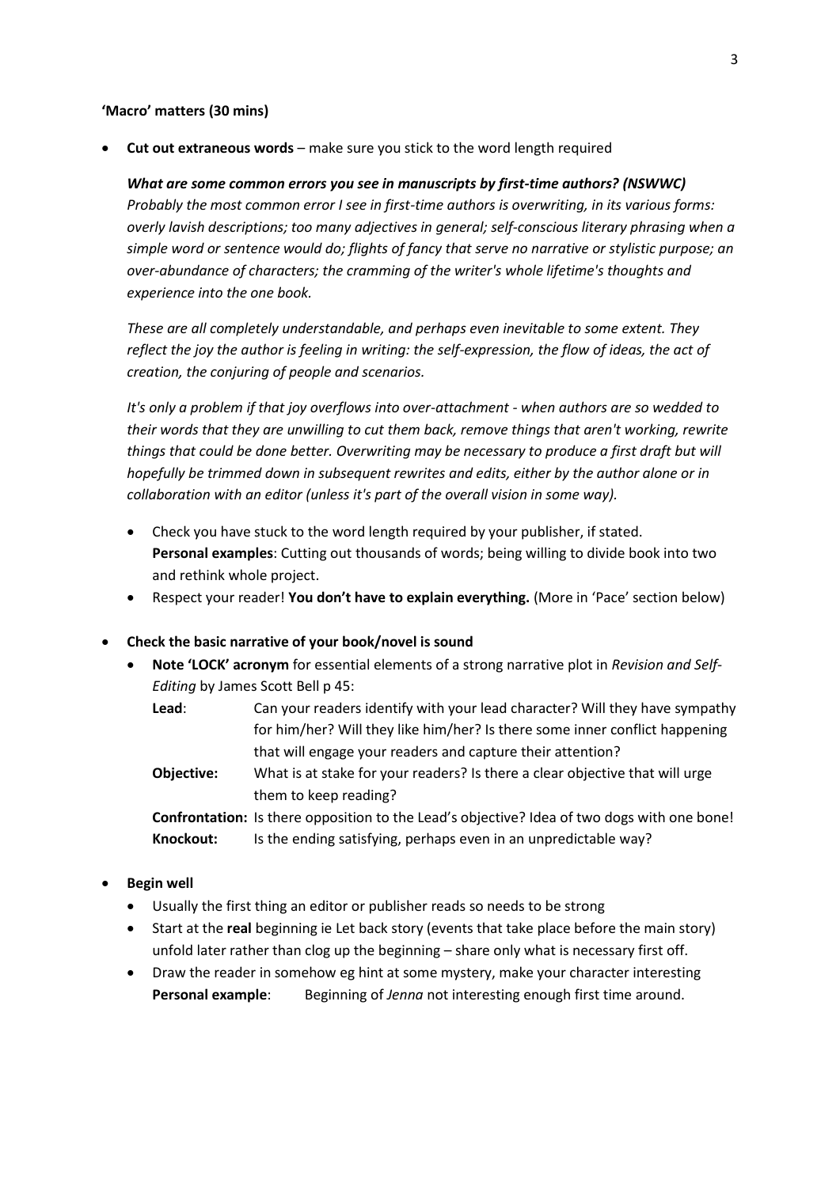**'Macro' matters (30 mins)**

- **Cut out extraneous words** – make sure you stick to the word length required

  ***What are some common errors you see in manuscripts by first-time authors? (NSWWC)***
  *Probably the most common error I see in first-time authors is overwriting, in its various forms: overly lavish descriptions; too many adjectives in general; self-conscious literary phrasing when a simple word or sentence would do; flights of fancy that serve no narrative or stylistic purpose; an over-abundance of characters; the cramming of the writer's whole lifetime's thoughts and experience into the one book.*

  *These are all completely understandable, and perhaps even inevitable to some extent. They reflect the joy the author is feeling in writing: the self-expression, the flow of ideas, the act of creation, the conjuring of people and scenarios.*

  *It's only a problem if that joy overflows into over-attachment - when authors are so wedded to their words that they are unwilling to cut them back, remove things that aren't working, rewrite things that could be done better. Overwriting may be necessary to produce a first draft but will hopefully be trimmed down in subsequent rewrites and edits, either by the author alone or in collaboration with an editor (unless it's part of the overall vision in some way).*

  - Check you have stuck to the word length required by your publisher, if stated.
    **Personal examples**: Cutting out thousands of words; being willing to divide book into two and rethink whole project.
  - Respect your reader! **You don't have to explain everything.** (More in 'Pace' section below)

- **Check the basic narrative of your book/novel is sound**
  - **Note 'LOCK' acronym** for essential elements of a strong narrative plot in *Revision and Self-Editing* by James Scott Bell p 45:

    **Lead**: Can your readers identify with your lead character? Will they have sympathy for him/her? Will they like him/her? Is there some inner conflict happening that will engage your readers and capture their attention?

    **Objective:** What is at stake for your readers? Is there a clear objective that will urge them to keep reading?

    **Confrontation:** Is there opposition to the Lead's objective? Idea of two dogs with one bone!

    **Knockout:** Is the ending satisfying, perhaps even in an unpredictable way?

- **Begin well**
  - Usually the first thing an editor or publisher reads so needs to be strong
  - Start at the **real** beginning ie Let back story (events that take place before the main story) unfold later rather than clog up the beginning – share only what is necessary first off.
  - Draw the reader in somehow eg hint at some mystery, make your character interesting
    **Personal example**: Beginning of *Jenna* not interesting enough first time around.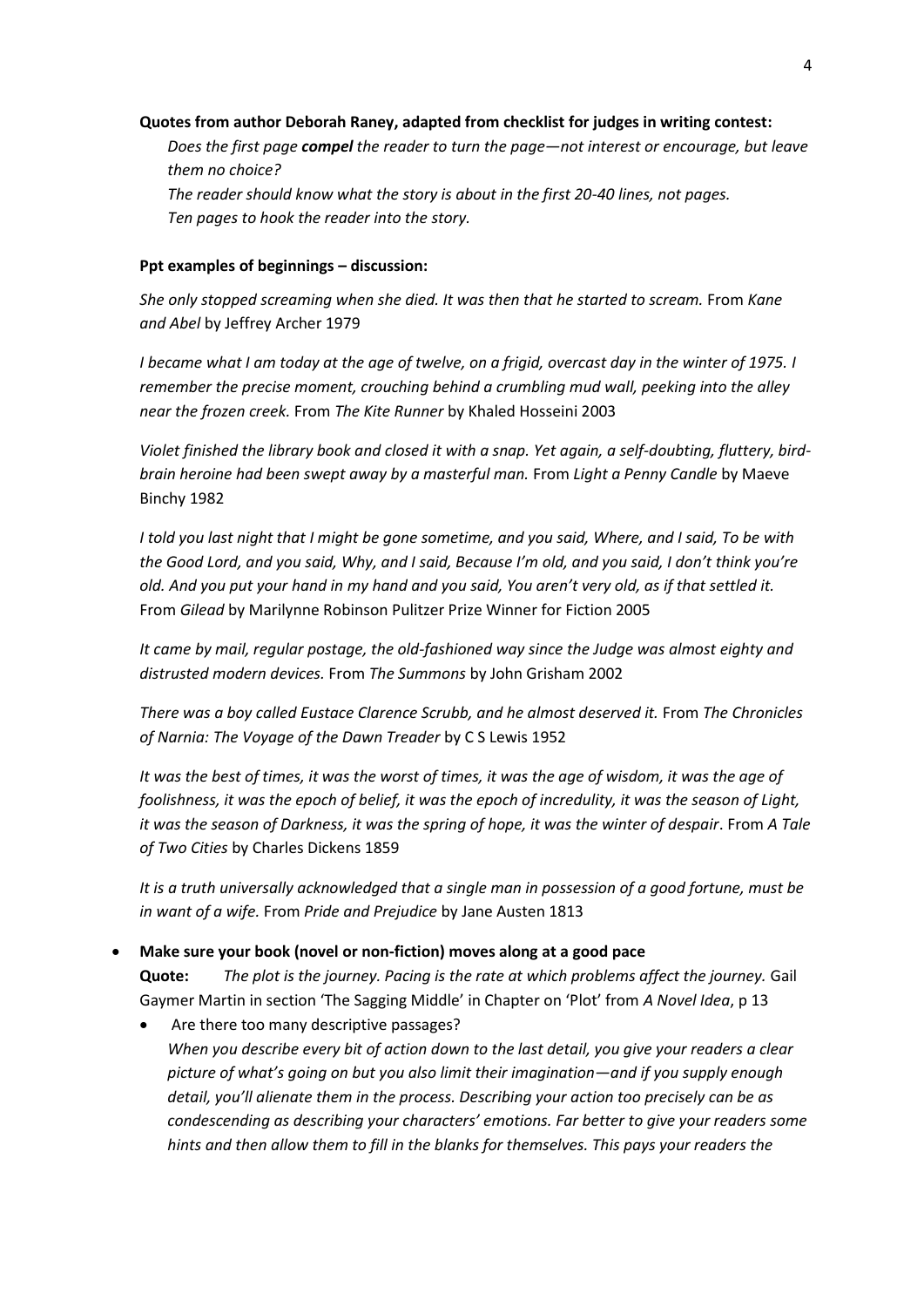**Quotes from author Deborah Raney, adapted from checklist for judges in writing contest:**

*Does the first page **compel** the reader to turn the page—not interest or encourage, but leave them no choice?*
*The reader should know what the story is about in the first 20-40 lines, not pages.*
*Ten pages to hook the reader into the story.*

**Ppt examples of beginnings – discussion:**

*She only stopped screaming when she died. It was then that he started to scream.* From *Kane and Abel* by Jeffrey Archer 1979

*I became what I am today at the age of twelve, on a frigid, overcast day in the winter of 1975. I remember the precise moment, crouching behind a crumbling mud wall, peeking into the alley near the frozen creek.* From *The Kite Runner* by Khaled Hosseini 2003

*Violet finished the library book and closed it with a snap. Yet again, a self-doubting, fluttery, bird-brain heroine had been swept away by a masterful man.* From *Light a Penny Candle* by Maeve Binchy 1982

*I told you last night that I might be gone sometime, and you said, Where, and I said, To be with the Good Lord, and you said, Why, and I said, Because I'm old, and you said, I don't think you're old. And you put your hand in my hand and you said, You aren't very old, as if that settled it.* From *Gilead* by Marilynne Robinson Pulitzer Prize Winner for Fiction 2005

*It came by mail, regular postage, the old-fashioned way since the Judge was almost eighty and distrusted modern devices.* From *The Summons* by John Grisham 2002

*There was a boy called Eustace Clarence Scrubb, and he almost deserved it.* From *The Chronicles of Narnia: The Voyage of the Dawn Treader* by C S Lewis 1952

*It was the best of times, it was the worst of times, it was the age of wisdom, it was the age of foolishness, it was the epoch of belief, it was the epoch of incredulity, it was the season of Light, it was the season of Darkness, it was the spring of hope, it was the winter of despair*. From *A Tale of Two Cities* by Charles Dickens 1859

*It is a truth universally acknowledged that a single man in possession of a good fortune, must be in want of a wife.* From *Pride and Prejudice* by Jane Austen 1813

- **Make sure your book (novel or non-fiction) moves along at a good pace**
  **Quote:** *The plot is the journey. Pacing is the rate at which problems affect the journey.* Gail Gaymer Martin in section 'The Sagging Middle' in Chapter on 'Plot' from *A Novel Idea*, p 13
  - Are there too many descriptive passages?
    *When you describe every bit of action down to the last detail, you give your readers a clear picture of what's going on but you also limit their imagination—and if you supply enough detail, you'll alienate them in the process. Describing your action too precisely can be as condescending as describing your characters' emotions. Far better to give your readers some hints and then allow them to fill in the blanks for themselves. This pays your readers the*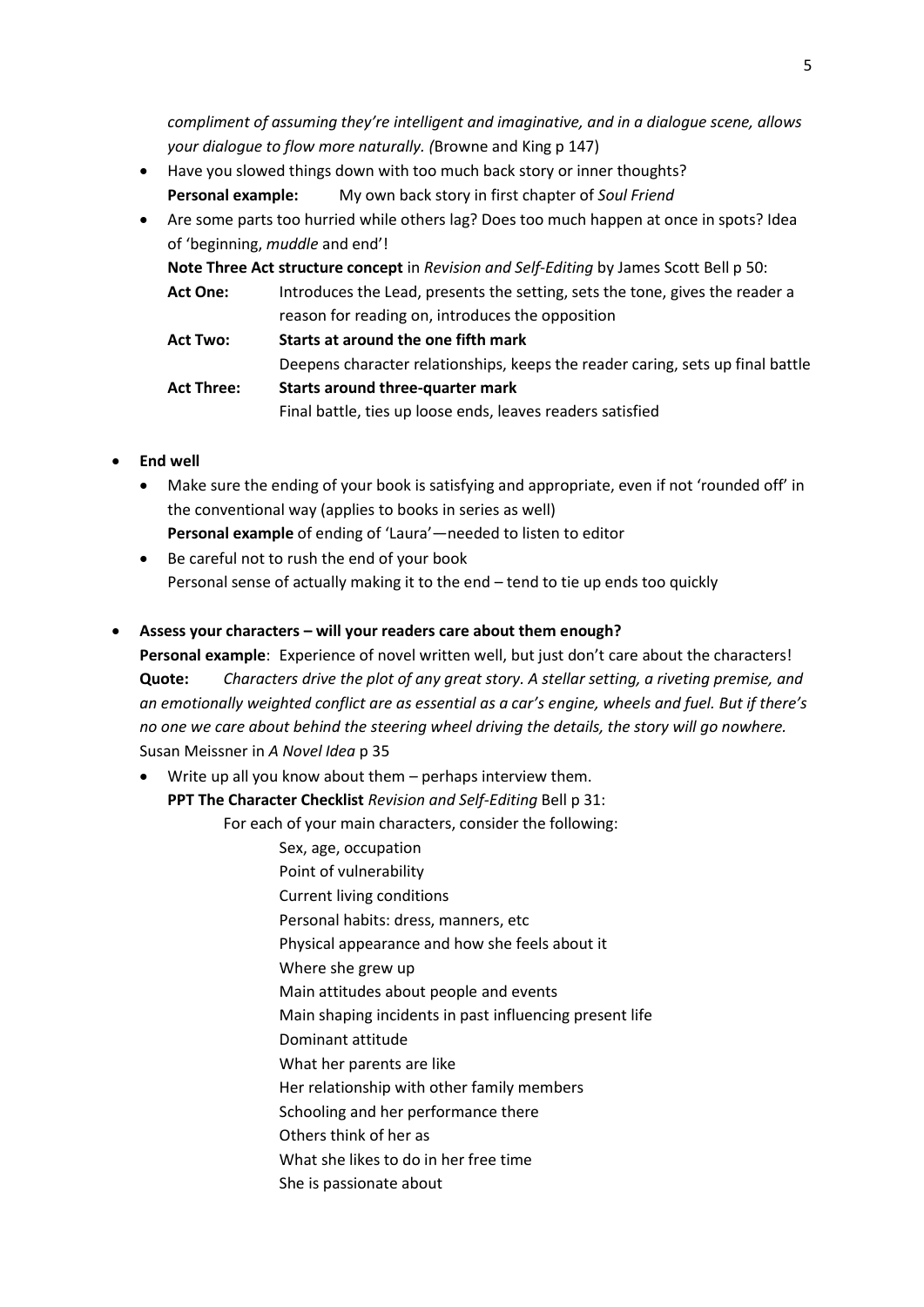*compliment of assuming they're intelligent and imaginative, and in a dialogue scene, allows your dialogue to flow more naturally. (*Browne and King p 147)

- Have you slowed things down with too much back story or inner thoughts?
  **Personal example:** My own back story in first chapter of *Soul Friend*
- Are some parts too hurried while others lag? Does too much happen at once in spots? Idea of 'beginning, *muddle* and end'!
  **Note Three Act structure concept** in *Revision and Self-Editing* by James Scott Bell p 50:

  **Act One:** Introduces the Lead, presents the setting, sets the tone, gives the reader a reason for reading on, introduces the opposition

  **Act Two:** **Starts at around the one fifth mark**
  Deepens character relationships, keeps the reader caring, sets up final battle

  **Act Three:** **Starts around three-quarter mark**
  Final battle, ties up loose ends, leaves readers satisfied

- **End well**
  - Make sure the ending of your book is satisfying and appropriate, even if not 'rounded off' in the conventional way (applies to books in series as well)
    **Personal example** of ending of 'Laura'—needed to listen to editor
  - Be careful not to rush the end of your book
    Personal sense of actually making it to the end – tend to tie up ends too quickly

- **Assess your characters – will your readers care about them enough?**
  **Personal example**: Experience of novel written well, but just don't care about the characters!
  **Quote:** *Characters drive the plot of any great story. A stellar setting, a riveting premise, and an emotionally weighted conflict are as essential as a car's engine, wheels and fuel. But if there's no one we care about behind the steering wheel driving the details, the story will go nowhere.* Susan Meissner in *A Novel Idea* p 35
  - Write up all you know about them – perhaps interview them.
    **PPT The Character Checklist** *Revision and Self-Editing* Bell p 31:
    For each of your main characters, consider the following:
    - Sex, age, occupation
    - Point of vulnerability
    - Current living conditions
    - Personal habits: dress, manners, etc
    - Physical appearance and how she feels about it
    - Where she grew up
    - Main attitudes about people and events
    - Main shaping incidents in past influencing present life
    - Dominant attitude
    - What her parents are like
    - Her relationship with other family members
    - Schooling and her performance there
    - Others think of her as
    - What she likes to do in her free time
    - She is passionate about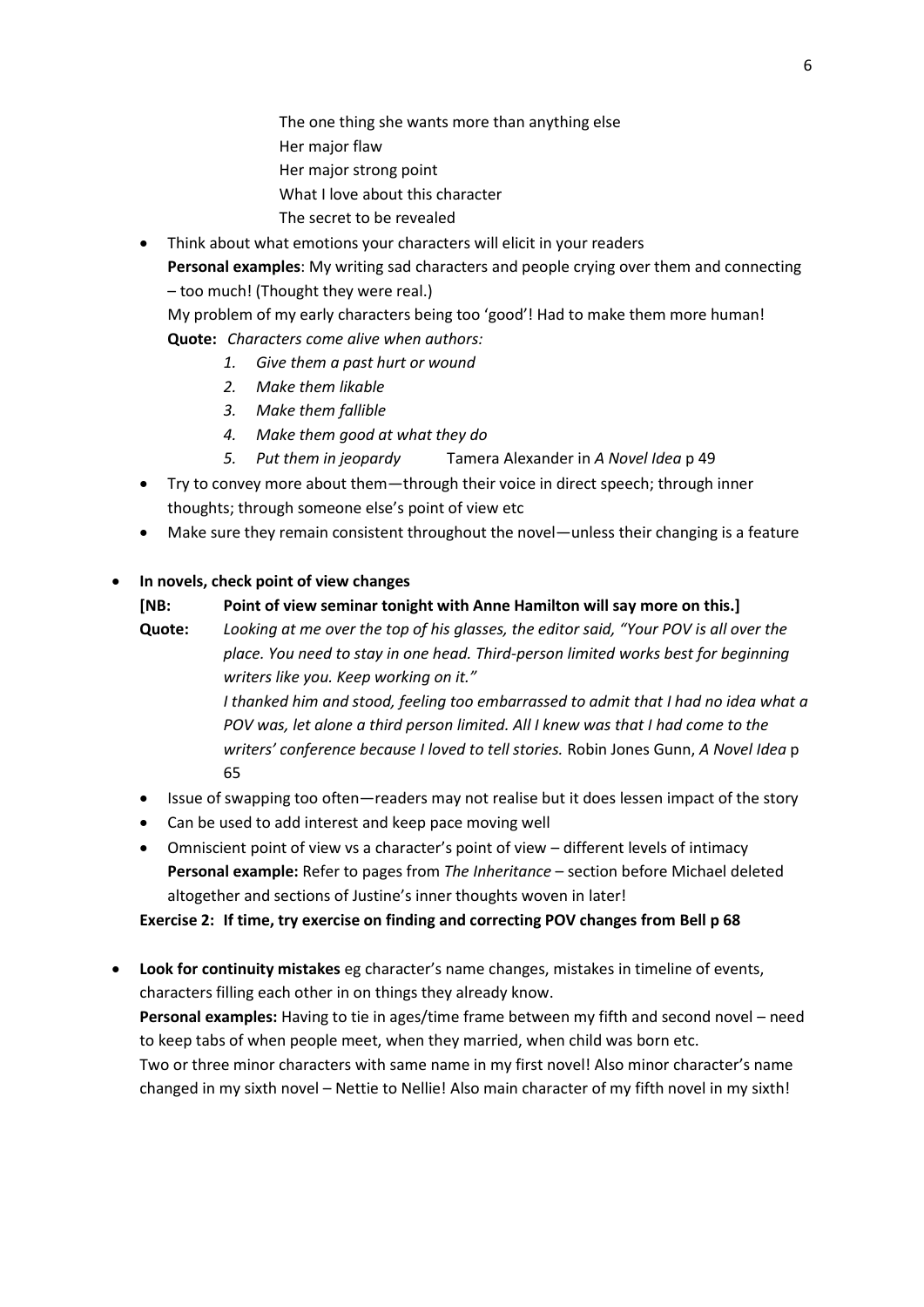The one thing she wants more than anything else
Her major flaw
Her major strong point
What I love about this character
The secret to be revealed

- Think about what emotions your characters will elicit in your readers
  **Personal examples**: My writing sad characters and people crying over them and connecting – too much! (Thought they were real.)
  My problem of my early characters being too 'good'! Had to make them more human!
  **Quote:** *Characters come alive when authors:*
  1. *Give them a past hurt or wound*
  2. *Make them likable*
  3. *Make them fallible*
  4. *Make them good at what they do*
  5. *Put them in jeopardy* Tamera Alexander in *A Novel Idea* p 49
- Try to convey more about them—through their voice in direct speech; through inner thoughts; through someone else's point of view etc
- Make sure they remain consistent throughout the novel—unless their changing is a feature

- **In novels, check point of view changes**
  **[NB: Point of view seminar tonight with Anne Hamilton will say more on this.]**
  **Quote:** *Looking at me over the top of his glasses, the editor said, "Your POV is all over the place. You need to stay in one head. Third-person limited works best for beginning writers like you. Keep working on it."*
  *I thanked him and stood, feeling too embarrassed to admit that I had no idea what a POV was, let alone a third person limited. All I knew was that I had come to the writers' conference because I loved to tell stories.* Robin Jones Gunn, *A Novel Idea* p 65
  - Issue of swapping too often—readers may not realise but it does lessen impact of the story
  - Can be used to add interest and keep pace moving well
  - Omniscient point of view vs a character's point of view – different levels of intimacy
    **Personal example:** Refer to pages from *The Inheritance* – section before Michael deleted altogether and sections of Justine's inner thoughts woven in later!

  **Exercise 2: If time, try exercise on finding and correcting POV changes from Bell p 68**

- **Look for continuity mistakes** eg character's name changes, mistakes in timeline of events, characters filling each other in on things they already know.
  **Personal examples:** Having to tie in ages/time frame between my fifth and second novel – need to keep tabs of when people meet, when they married, when child was born etc.
  Two or three minor characters with same name in my first novel! Also minor character's name changed in my sixth novel – Nettie to Nellie! Also main character of my fifth novel in my sixth!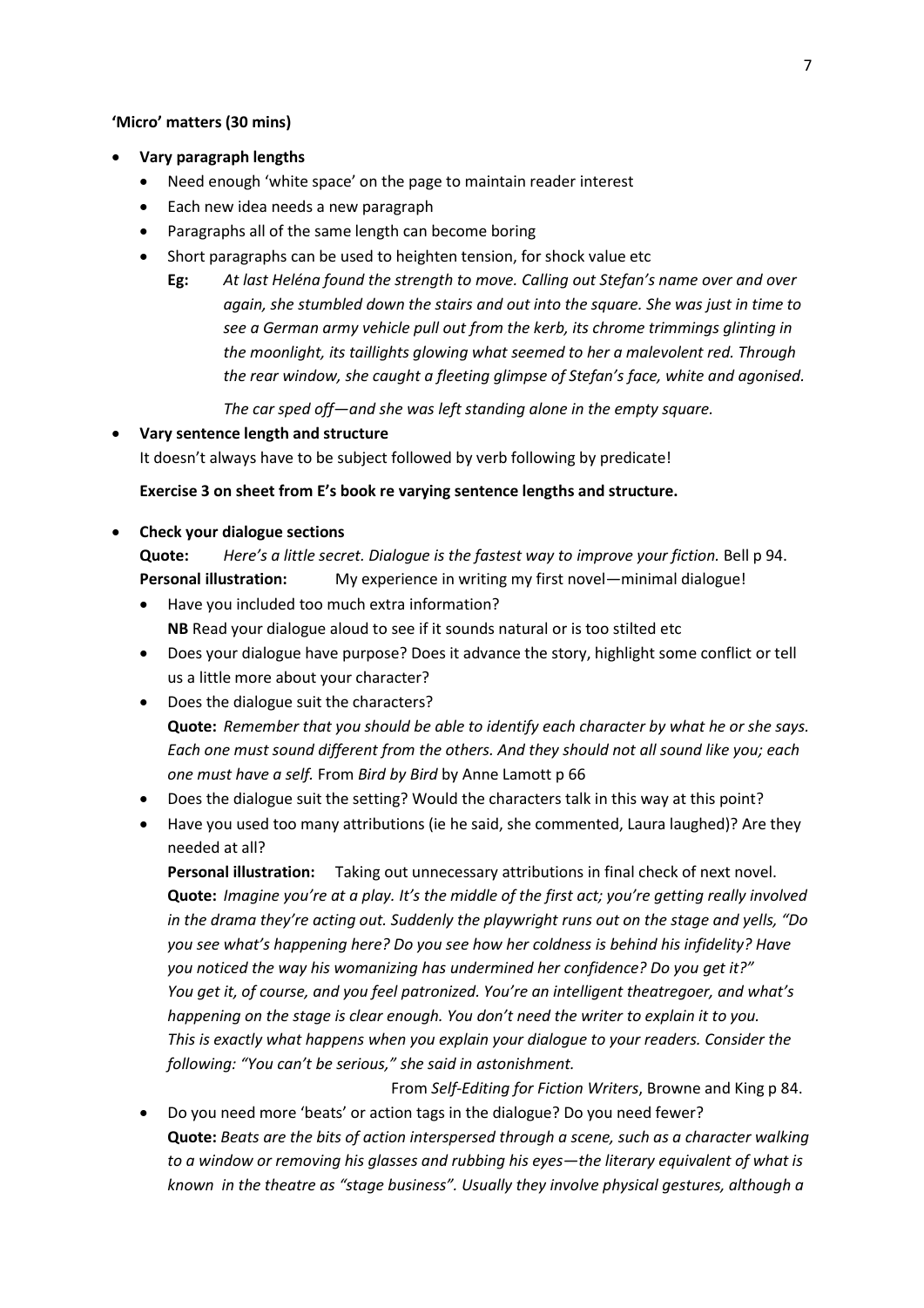**'Micro' matters (30 mins)**

- **Vary paragraph lengths**
  - Need enough 'white space' on the page to maintain reader interest
  - Each new idea needs a new paragraph
  - Paragraphs all of the same length can become boring
  - Short paragraphs can be used to heighten tension, for shock value etc

    **Eg:** *At last Heléna found the strength to move. Calling out Stefan's name over and over again, she stumbled down the stairs and out into the square. She was just in time to see a German army vehicle pull out from the kerb, its chrome trimmings glinting in the moonlight, its taillights glowing what seemed to her a malevolent red. Through the rear window, she caught a fleeting glimpse of Stefan's face, white and agonised.*

    *The car sped off—and she was left standing alone in the empty square.*

- **Vary sentence length and structure**

  It doesn't always have to be subject followed by verb following by predicate!

  **Exercise 3 on sheet from E's book re varying sentence lengths and structure.**

- **Check your dialogue sections**

  **Quote:** *Here's a little secret. Dialogue is the fastest way to improve your fiction.* Bell p 94.
  **Personal illustration:** My experience in writing my first novel—minimal dialogue!

  - Have you included too much extra information?
    **NB** Read your dialogue aloud to see if it sounds natural or is too stilted etc
  - Does your dialogue have purpose? Does it advance the story, highlight some conflict or tell us a little more about your character?
  - Does the dialogue suit the characters?
    **Quote:** *Remember that you should be able to identify each character by what he or she says. Each one must sound different from the others. And they should not all sound like you; each one must have a self.* From *Bird by Bird* by Anne Lamott p 66
  - Does the dialogue suit the setting? Would the characters talk in this way at this point?
  - Have you used too many attributions (ie he said, she commented, Laura laughed)? Are they needed at all?

    **Personal illustration:** Taking out unnecessary attributions in final check of next novel.
    **Quote:** *Imagine you're at a play. It's the middle of the first act; you're getting really involved in the drama they're acting out. Suddenly the playwright runs out on the stage and yells, "Do you see what's happening here? Do you see how her coldness is behind his infidelity? Have you noticed the way his womanizing has undermined her confidence? Do you get it?"*
    *You get it, of course, and you feel patronized. You're an intelligent theatregoer, and what's happening on the stage is clear enough. You don't need the writer to explain it to you.*
    *This is exactly what happens when you explain your dialogue to your readers. Consider the following: "You can't be serious," she said in astonishment.*

    From *Self-Editing for Fiction Writers*, Browne and King p 84.

  - Do you need more 'beats' or action tags in the dialogue? Do you need fewer?
    **Quote:** *Beats are the bits of action interspersed through a scene, such as a character walking to a window or removing his glasses and rubbing his eyes—the literary equivalent of what is known in the theatre as "stage business". Usually they involve physical gestures, although a*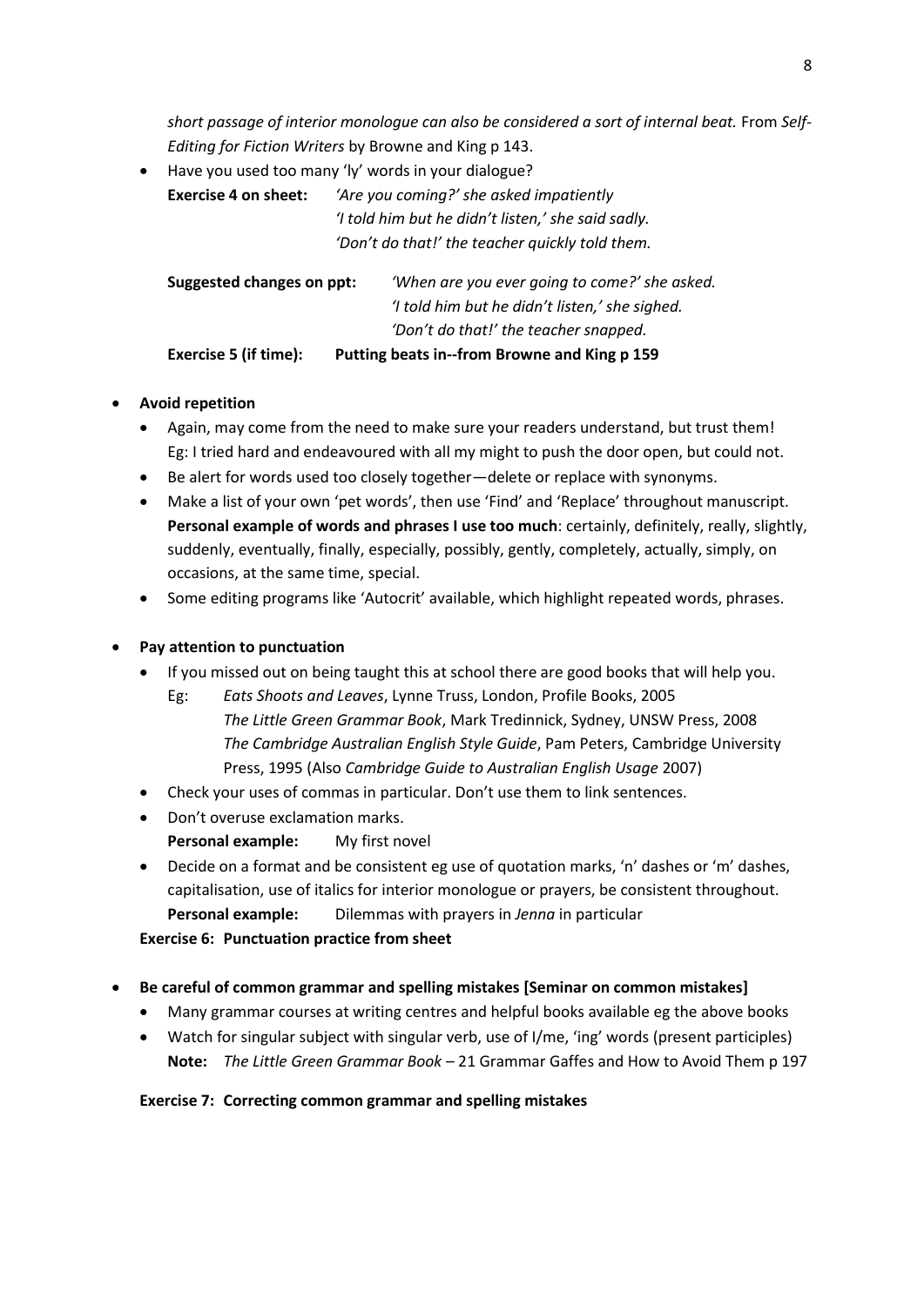*short passage of interior monologue can also be considered a sort of internal beat.* From *Self-Editing for Fiction Writers* by Browne and King p 143.

- Have you used too many 'ly' words in your dialogue?

  **Exercise 4 on sheet:** *'Are you coming?' she asked impatiently*
  *'I told him but he didn't listen,' she said sadly.*
  *'Don't do that!' the teacher quickly told them.*

  **Suggested changes on ppt:** *'When are you ever going to come?' she asked.*
  *'I told him but he didn't listen,' she sighed.*
  *'Don't do that!' the teacher snapped.*

  **Exercise 5 (if time):** **Putting beats in--from Browne and King p 159**

- **Avoid repetition**
  - Again, may come from the need to make sure your readers understand, but trust them! Eg: I tried hard and endeavoured with all my might to push the door open, but could not.
  - Be alert for words used too closely together—delete or replace with synonyms.
  - Make a list of your own 'pet words', then use 'Find' and 'Replace' throughout manuscript. **Personal example of words and phrases I use too much**: certainly, definitely, really, slightly, suddenly, eventually, finally, especially, possibly, gently, completely, actually, simply, on occasions, at the same time, special.
  - Some editing programs like 'Autocrit' available, which highlight repeated words, phrases.

- **Pay attention to punctuation**
  - If you missed out on being taught this at school there are good books that will help you.
    Eg: *Eats Shoots and Leaves*, Lynne Truss, London, Profile Books, 2005
    *The Little Green Grammar Book*, Mark Tredinnick, Sydney, UNSW Press, 2008
    *The Cambridge Australian English Style Guide*, Pam Peters, Cambridge University Press, 1995 (Also *Cambridge Guide to Australian English Usage* 2007)
  - Check your uses of commas in particular. Don't use them to link sentences.
  - Don't overuse exclamation marks.
    **Personal example:** My first novel
  - Decide on a format and be consistent eg use of quotation marks, 'n' dashes or 'm' dashes, capitalisation, use of italics for interior monologue or prayers, be consistent throughout.
    **Personal example:** Dilemmas with prayers in *Jenna* in particular

  **Exercise 6: Punctuation practice from sheet**

- **Be careful of common grammar and spelling mistakes [Seminar on common mistakes]**
  - Many grammar courses at writing centres and helpful books available eg the above books
  - Watch for singular subject with singular verb, use of I/me, 'ing' words (present participles)
    **Note:** *The Little Green Grammar Book* – 21 Grammar Gaffes and How to Avoid Them p 197

  **Exercise 7: Correcting common grammar and spelling mistakes**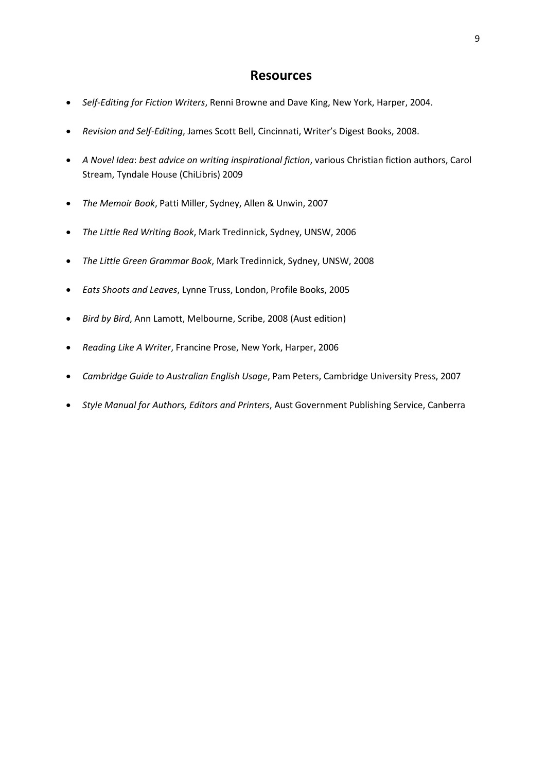## Resources

- *Self-Editing for Fiction Writers*, Renni Browne and Dave King, New York, Harper, 2004.
- *Revision and Self-Editing*, James Scott Bell, Cincinnati, Writer's Digest Books, 2008.
- *A Novel Idea*: *best advice on writing inspirational fiction*, various Christian fiction authors, Carol Stream, Tyndale House (ChiLibris) 2009
- *The Memoir Book*, Patti Miller, Sydney, Allen & Unwin, 2007
- *The Little Red Writing Book*, Mark Tredinnick, Sydney, UNSW, 2006
- *The Little Green Grammar Book*, Mark Tredinnick, Sydney, UNSW, 2008
- *Eats Shoots and Leaves*, Lynne Truss, London, Profile Books, 2005
- *Bird by Bird*, Ann Lamott, Melbourne, Scribe, 2008 (Aust edition)
- *Reading Like A Writer*, Francine Prose, New York, Harper, 2006
- *Cambridge Guide to Australian English Usage*, Pam Peters, Cambridge University Press, 2007
- *Style Manual for Authors, Editors and Printers*, Aust Government Publishing Service, Canberra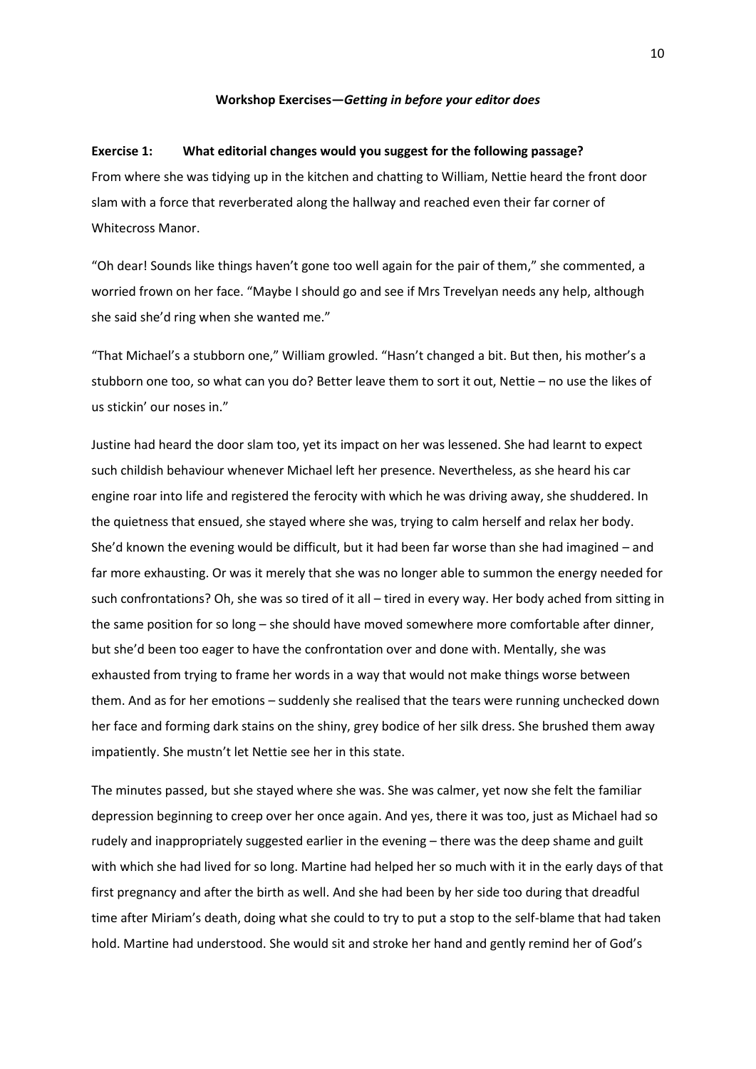**Workshop Exercises—*Getting in before your editor does***

**Exercise 1: What editorial changes would you suggest for the following passage?**

From where she was tidying up in the kitchen and chatting to William, Nettie heard the front door slam with a force that reverberated along the hallway and reached even their far corner of Whitecross Manor.

"Oh dear! Sounds like things haven't gone too well again for the pair of them," she commented, a worried frown on her face. "Maybe I should go and see if Mrs Trevelyan needs any help, although she said she'd ring when she wanted me."

"That Michael's a stubborn one," William growled. "Hasn't changed a bit. But then, his mother's a stubborn one too, so what can you do? Better leave them to sort it out, Nettie – no use the likes of us stickin' our noses in."

Justine had heard the door slam too, yet its impact on her was lessened. She had learnt to expect such childish behaviour whenever Michael left her presence. Nevertheless, as she heard his car engine roar into life and registered the ferocity with which he was driving away, she shuddered. In the quietness that ensued, she stayed where she was, trying to calm herself and relax her body. She'd known the evening would be difficult, but it had been far worse than she had imagined – and far more exhausting. Or was it merely that she was no longer able to summon the energy needed for such confrontations? Oh, she was so tired of it all – tired in every way. Her body ached from sitting in the same position for so long – she should have moved somewhere more comfortable after dinner, but she'd been too eager to have the confrontation over and done with. Mentally, she was exhausted from trying to frame her words in a way that would not make things worse between them. And as for her emotions – suddenly she realised that the tears were running unchecked down her face and forming dark stains on the shiny, grey bodice of her silk dress. She brushed them away impatiently. She mustn't let Nettie see her in this state.

The minutes passed, but she stayed where she was. She was calmer, yet now she felt the familiar depression beginning to creep over her once again. And yes, there it was too, just as Michael had so rudely and inappropriately suggested earlier in the evening – there was the deep shame and guilt with which she had lived for so long. Martine had helped her so much with it in the early days of that first pregnancy and after the birth as well. And she had been by her side too during that dreadful time after Miriam's death, doing what she could to try to put a stop to the self-blame that had taken hold. Martine had understood. She would sit and stroke her hand and gently remind her of God's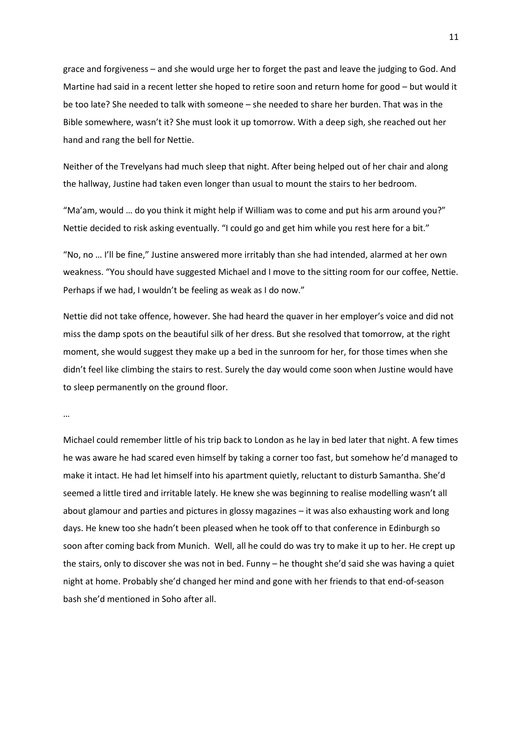grace and forgiveness – and she would urge her to forget the past and leave the judging to God. And Martine had said in a recent letter she hoped to retire soon and return home for good – but would it be too late? She needed to talk with someone – she needed to share her burden. That was in the Bible somewhere, wasn't it? She must look it up tomorrow. With a deep sigh, she reached out her hand and rang the bell for Nettie.

Neither of the Trevelyans had much sleep that night. After being helped out of her chair and along the hallway, Justine had taken even longer than usual to mount the stairs to her bedroom.

"Ma'am, would … do you think it might help if William was to come and put his arm around you?" Nettie decided to risk asking eventually. "I could go and get him while you rest here for a bit."

"No, no … I'll be fine," Justine answered more irritably than she had intended, alarmed at her own weakness. "You should have suggested Michael and I move to the sitting room for our coffee, Nettie. Perhaps if we had, I wouldn't be feeling as weak as I do now."

Nettie did not take offence, however. She had heard the quaver in her employer's voice and did not miss the damp spots on the beautiful silk of her dress. But she resolved that tomorrow, at the right moment, she would suggest they make up a bed in the sunroom for her, for those times when she didn't feel like climbing the stairs to rest. Surely the day would come soon when Justine would have to sleep permanently on the ground floor.

…

Michael could remember little of his trip back to London as he lay in bed later that night. A few times he was aware he had scared even himself by taking a corner too fast, but somehow he'd managed to make it intact. He had let himself into his apartment quietly, reluctant to disturb Samantha. She'd seemed a little tired and irritable lately. He knew she was beginning to realise modelling wasn't all about glamour and parties and pictures in glossy magazines – it was also exhausting work and long days. He knew too she hadn't been pleased when he took off to that conference in Edinburgh so soon after coming back from Munich. Well, all he could do was try to make it up to her. He crept up the stairs, only to discover she was not in bed. Funny – he thought she'd said she was having a quiet night at home. Probably she'd changed her mind and gone with her friends to that end-of-season bash she'd mentioned in Soho after all.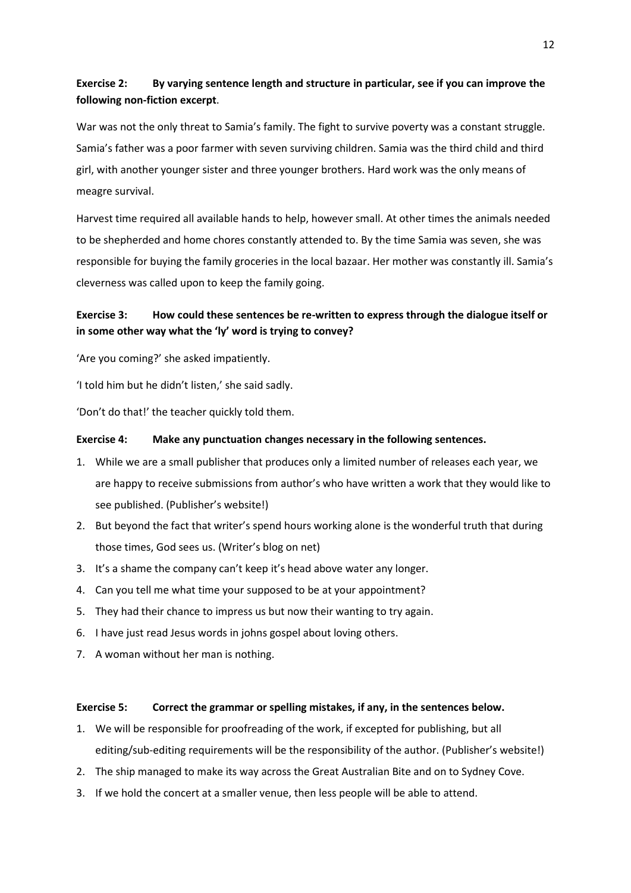**Exercise 2: By varying sentence length and structure in particular, see if you can improve the following non-fiction excerpt**.

War was not the only threat to Samia's family. The fight to survive poverty was a constant struggle. Samia's father was a poor farmer with seven surviving children. Samia was the third child and third girl, with another younger sister and three younger brothers. Hard work was the only means of meagre survival.

Harvest time required all available hands to help, however small. At other times the animals needed to be shepherded and home chores constantly attended to. By the time Samia was seven, she was responsible for buying the family groceries in the local bazaar. Her mother was constantly ill. Samia's cleverness was called upon to keep the family going.

**Exercise 3: How could these sentences be re-written to express through the dialogue itself or in some other way what the 'ly' word is trying to convey?**

'Are you coming?' she asked impatiently.

'I told him but he didn't listen,' she said sadly.

'Don't do that!' the teacher quickly told them.

**Exercise 4: Make any punctuation changes necessary in the following sentences.**

1. While we are a small publisher that produces only a limited number of releases each year, we are happy to receive submissions from author's who have written a work that they would like to see published. (Publisher's website!)
2. But beyond the fact that writer's spend hours working alone is the wonderful truth that during those times, God sees us. (Writer's blog on net)
3. It's a shame the company can't keep it's head above water any longer.
4. Can you tell me what time your supposed to be at your appointment?
5. They had their chance to impress us but now their wanting to try again.
6. I have just read Jesus words in johns gospel about loving others.
7. A woman without her man is nothing.

**Exercise 5: Correct the grammar or spelling mistakes, if any, in the sentences below.**

1. We will be responsible for proofreading of the work, if excepted for publishing, but all editing/sub-editing requirements will be the responsibility of the author. (Publisher's website!)
2. The ship managed to make its way across the Great Australian Bite and on to Sydney Cove.
3. If we hold the concert at a smaller venue, then less people will be able to attend.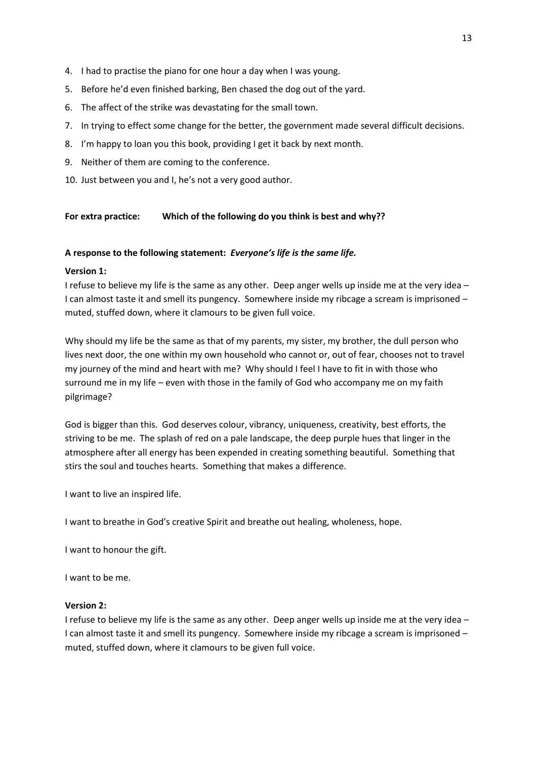4. I had to practise the piano for one hour a day when I was young.
5. Before he'd even finished barking, Ben chased the dog out of the yard.
6. The affect of the strike was devastating for the small town.
7. In trying to effect some change for the better, the government made several difficult decisions.
8. I'm happy to loan you this book, providing I get it back by next month.
9. Neither of them are coming to the conference.
10. Just between you and I, he's not a very good author.

**For extra practice: Which of the following do you think is best and why??**

**A response to the following statement:** ***Everyone's life is the same life.***

**Version 1:**

I refuse to believe my life is the same as any other. Deep anger wells up inside me at the very idea – I can almost taste it and smell its pungency. Somewhere inside my ribcage a scream is imprisoned – muted, stuffed down, where it clamours to be given full voice.

Why should my life be the same as that of my parents, my sister, my brother, the dull person who lives next door, the one within my own household who cannot or, out of fear, chooses not to travel my journey of the mind and heart with me? Why should I feel I have to fit in with those who surround me in my life – even with those in the family of God who accompany me on my faith pilgrimage?

God is bigger than this. God deserves colour, vibrancy, uniqueness, creativity, best efforts, the striving to be me. The splash of red on a pale landscape, the deep purple hues that linger in the atmosphere after all energy has been expended in creating something beautiful. Something that stirs the soul and touches hearts. Something that makes a difference.

I want to live an inspired life.

I want to breathe in God's creative Spirit and breathe out healing, wholeness, hope.

I want to honour the gift.

I want to be me.

**Version 2:**

I refuse to believe my life is the same as any other. Deep anger wells up inside me at the very idea – I can almost taste it and smell its pungency. Somewhere inside my ribcage a scream is imprisoned – muted, stuffed down, where it clamours to be given full voice.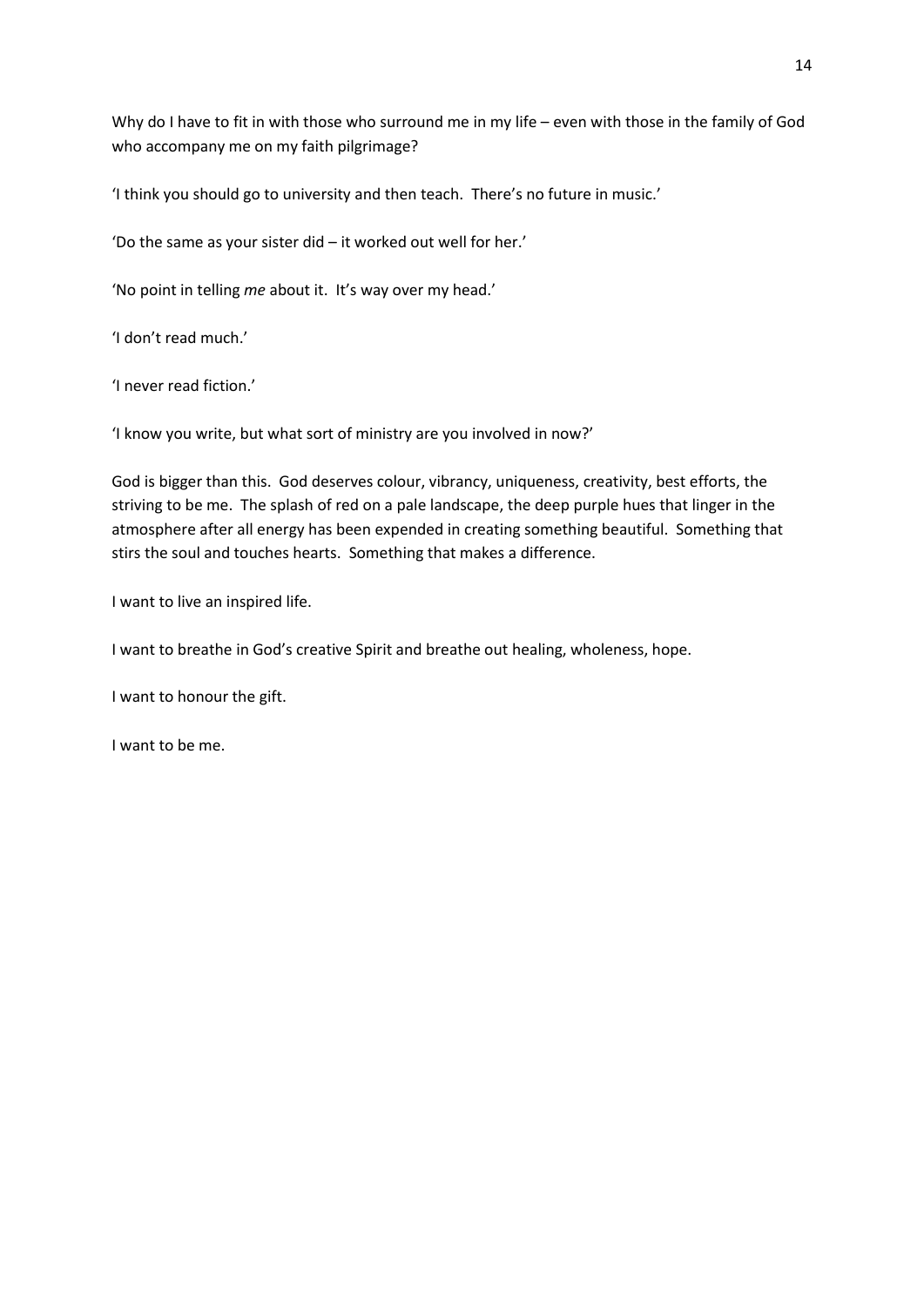Why do I have to fit in with those who surround me in my life – even with those in the family of God who accompany me on my faith pilgrimage?

'I think you should go to university and then teach.  There's no future in music.'

'Do the same as your sister did – it worked out well for her.'

'No point in telling *me* about it.  It's way over my head.'

'I don't read much.'

'I never read fiction.'

'I know you write, but what sort of ministry are you involved in now?'

God is bigger than this.  God deserves colour, vibrancy, uniqueness, creativity, best efforts, the striving to be me.  The splash of red on a pale landscape, the deep purple hues that linger in the atmosphere after all energy has been expended in creating something beautiful.  Something that stirs the soul and touches hearts.  Something that makes a difference.

I want to live an inspired life.

I want to breathe in God's creative Spirit and breathe out healing, wholeness, hope.

I want to honour the gift.

I want to be me.